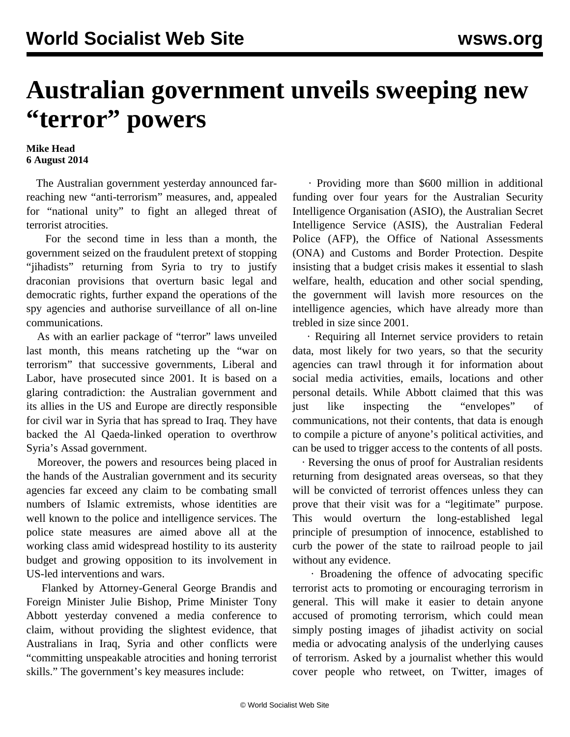# Australian government unveils sweeping new "terror" powers

**Mike Head**
**6 August 2014**

The Australian government yesterday announced far-reaching new "anti-terrorism" measures, and, appealed for "national unity" to fight an alleged threat of terrorist atrocities.

For the second time in less than a month, the government seized on the fraudulent pretext of stopping "jihadists" returning from Syria to try to justify draconian provisions that overturn basic legal and democratic rights, further expand the operations of the spy agencies and authorise surveillance of all on-line communications.

As with an earlier package of "terror" laws unveiled last month, this means ratcheting up the "war on terrorism" that successive governments, Liberal and Labor, have prosecuted since 2001. It is based on a glaring contradiction: the Australian government and its allies in the US and Europe are directly responsible for civil war in Syria that has spread to Iraq. They have backed the Al Qaeda-linked operation to overthrow Syria's Assad government.

Moreover, the powers and resources being placed in the hands of the Australian government and its security agencies far exceed any claim to be combating small numbers of Islamic extremists, whose identities are well known to the police and intelligence services. The police state measures are aimed above all at the working class amid widespread hostility to its austerity budget and growing opposition to its involvement in US-led interventions and wars.

Flanked by Attorney-General George Brandis and Foreign Minister Julie Bishop, Prime Minister Tony Abbott yesterday convened a media conference to claim, without providing the slightest evidence, that Australians in Iraq, Syria and other conflicts were "committing unspeakable atrocities and honing terrorist skills." The government's key measures include:

· Providing more than $600 million in additional funding over four years for the Australian Security Intelligence Organisation (ASIO), the Australian Secret Intelligence Service (ASIS), the Australian Federal Police (AFP), the Office of National Assessments (ONA) and Customs and Border Protection. Despite insisting that a budget crisis makes it essential to slash welfare, health, education and other social spending, the government will lavish more resources on the intelligence agencies, which have already more than trebled in size since 2001.

· Requiring all Internet service providers to retain data, most likely for two years, so that the security agencies can trawl through it for information about social media activities, emails, locations and other personal details. While Abbott claimed that this was just like inspecting the "envelopes" of communications, not their contents, that data is enough to compile a picture of anyone's political activities, and can be used to trigger access to the contents of all posts.

· Reversing the onus of proof for Australian residents returning from designated areas overseas, so that they will be convicted of terrorist offences unless they can prove that their visit was for a "legitimate" purpose. This would overturn the long-established legal principle of presumption of innocence, established to curb the power of the state to railroad people to jail without any evidence.

· Broadening the offence of advocating specific terrorist acts to promoting or encouraging terrorism in general. This will make it easier to detain anyone accused of promoting terrorism, which could mean simply posting images of jihadist activity on social media or advocating analysis of the underlying causes of terrorism. Asked by a journalist whether this would cover people who retweet, on Twitter, images of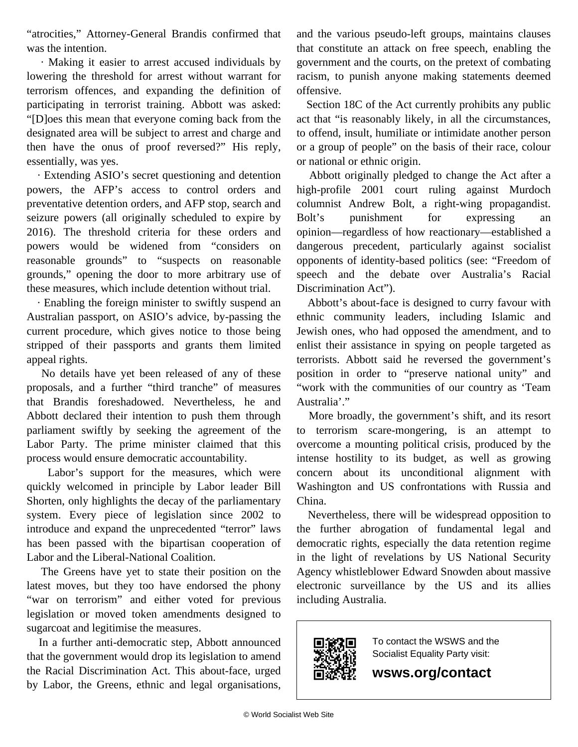"atrocities," Attorney-General Brandis confirmed that was the intention.

· Making it easier to arrest accused individuals by lowering the threshold for arrest without warrant for terrorism offences, and expanding the definition of participating in terrorist training. Abbott was asked: "[D]oes this mean that everyone coming back from the designated area will be subject to arrest and charge and then have the onus of proof reversed?" His reply, essentially, was yes.

· Extending ASIO's secret questioning and detention powers, the AFP's access to control orders and preventative detention orders, and AFP stop, search and seizure powers (all originally scheduled to expire by 2016). The threshold criteria for these orders and powers would be widened from "considers on reasonable grounds" to "suspects on reasonable grounds," opening the door to more arbitrary use of these measures, which include detention without trial.

· Enabling the foreign minister to swiftly suspend an Australian passport, on ASIO's advice, by-passing the current procedure, which gives notice to those being stripped of their passports and grants them limited appeal rights.

No details have yet been released of any of these proposals, and a further "third tranche" of measures that Brandis foreshadowed. Nevertheless, he and Abbott declared their intention to push them through parliament swiftly by seeking the agreement of the Labor Party. The prime minister claimed that this process would ensure democratic accountability.

Labor's support for the measures, which were quickly welcomed in principle by Labor leader Bill Shorten, only highlights the decay of the parliamentary system. Every piece of legislation since 2002 to introduce and expand the unprecedented "terror" laws has been passed with the bipartisan cooperation of Labor and the Liberal-National Coalition.

The Greens have yet to state their position on the latest moves, but they too have endorsed the phony "war on terrorism" and either voted for previous legislation or moved token amendments designed to sugarcoat and legitimise the measures.

In a further anti-democratic step, Abbott announced that the government would drop its legislation to amend the Racial Discrimination Act. This about-face, urged by Labor, the Greens, ethnic and legal organisations, and the various pseudo-left groups, maintains clauses that constitute an attack on free speech, enabling the government and the courts, on the pretext of combating racism, to punish anyone making statements deemed offensive.

Section 18C of the Act currently prohibits any public act that "is reasonably likely, in all the circumstances, to offend, insult, humiliate or intimidate another person or a group of people" on the basis of their race, colour or national or ethnic origin.

Abbott originally pledged to change the Act after a high-profile 2001 court ruling against Murdoch columnist Andrew Bolt, a right-wing propagandist. Bolt's punishment for expressing an opinion—regardless of how reactionary—established a dangerous precedent, particularly against socialist opponents of identity-based politics (see: "Freedom of speech and the debate over Australia's Racial Discrimination Act").

Abbott's about-face is designed to curry favour with ethnic community leaders, including Islamic and Jewish ones, who had opposed the amendment, and to enlist their assistance in spying on people targeted as terrorists. Abbott said he reversed the government's position in order to "preserve national unity" and "work with the communities of our country as 'Team Australia'."

More broadly, the government's shift, and its resort to terrorism scare-mongering, is an attempt to overcome a mounting political crisis, produced by the intense hostility to its budget, as well as growing concern about its unconditional alignment with Washington and US confrontations with Russia and China.

Nevertheless, there will be widespread opposition to the further abrogation of fundamental legal and democratic rights, especially the data retention regime in the light of revelations by US National Security Agency whistleblower Edward Snowden about massive electronic surveillance by the US and its allies including Australia.

To contact the WSWS and the Socialist Equality Party visit:

**wsws.org/contact**